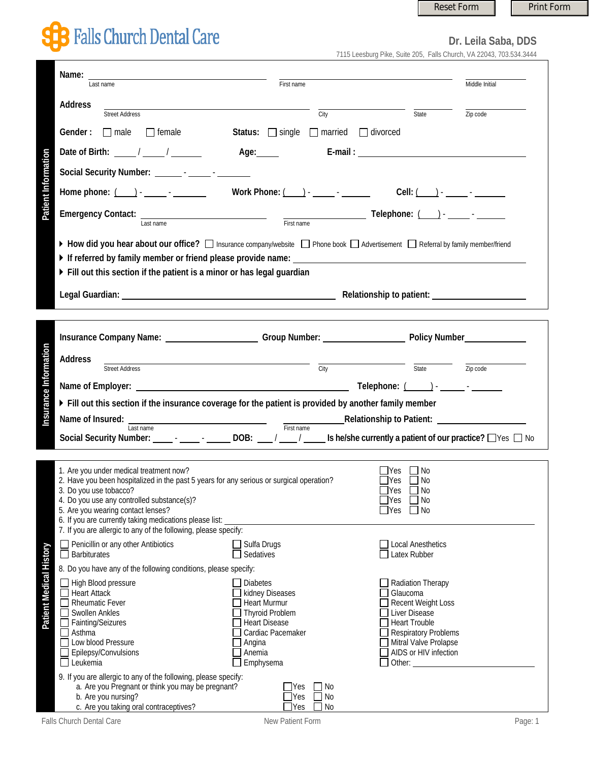Reset Form | Print Form

# Falls Church Dental Care

**Dr. Leila Saba, DDS**

7115 Leesburg Pike, Suite 205, Falls Church, VA 22043, 703.534.3444

## Patient Information

**Name:** ______________________ ______________________ ________
Last name / First name / Middle Initial

**Address** ______________________ ______________ ________ ________
Street Address / City / State / Zip code

**Gender :** ☐ male ☐ female **Status:** ☐ single ☐ married ☐ divorced

**Date of Birth:** _____ / _____ / _______ **Age:**_____ **E-mail :** ______________________

**Social Security Number:** ______ - _____ - ______

**Home phone:** (____) - _____ - _______ **Work Phone:** (____) - _____ - ______ **Cell:** (____) - _____ - ______

**Emergency Contact:** ______________________ ______________________ **Telephone:** (____) - _____ - ______
Last name / First name

- **How did you hear about our office?** ☐ Insurance company/website ☐ Phone book ☐ Advertisement ☐ Referral by family member/friend
- **If referred by family member or friend please provide name:** ______________________
- **Fill out this section if the patient is a minor or has legal guardian**

**Legal Guardian:** ______________________ **Relationship to patient:** ______________________

## Insurance Information

**Insurance Company Name:** ______________ **Group Number:** ______________ **Policy Number**______________

**Address** ______________________ ______________ ________ ________
Street Address / City / State / Zip code

**Name of Employer:** ______________________ **Telephone:** (_____) - _____ - ______

- **Fill out this section if the insurance coverage for the patient is provided by another family member**

**Name of Insured:** ______________________ ______________________ **Relationship to Patient:** ______________
Last name / First name

**Social Security Number:** _____ - _____ - _____ **DOB:** _____ / _____ / _____ **Is he/she currently a patient of our practice?** ☐Yes ☐ No

## Patient Medical History

1. Are you under medical treatment now? ☐Yes ☐ No
2. Have you been hospitalized in the past 5 years for any serious or surgical operation? ☐Yes ☐ No
3. Do you use tobacco? ☐Yes ☐ No
4. Do you use any controlled substance(s)? ☐Yes ☐ No
5. Are you wearing contact lenses? ☐Yes ☐ No
6. If you are currently taking medications please list: ______________________
7. If you are allergic to any of the following, please specify:

☐ Penicillin or any other Antibiotics ☐ Sulfa Drugs ☐ Local Anesthetics
☐ Barbiturates ☐ Sedatives ☐ Latex Rubber

8. Do you have any of the following conditions, please specify:

| | | |
|---|---|---|
| ☐ High Blood pressure | ☐ Diabetes | ☐ Radiation Therapy |
| ☐ Heart Attack | ☐ kidney Diseases | ☐ Glaucoma |
| ☐ Rheumatic Fever | ☐ Heart Murmur | ☐ Recent Weight Loss |
| ☐ Swollen Ankles | ☐ Thyroid Problem | ☐ Liver Disease |
| ☐ Fainting/Seizures | ☐ Heart Disease | ☐ Heart Trouble |
| ☐ Asthma | ☐ Cardiac Pacemaker | ☐ Respiratory Problems |
| ☐ Low blood Pressure | ☐ Angina | ☐ Mitral Valve Prolapse |
| ☐ Epilepsy/Convulsions | ☐ Anemia | ☐ AIDS or HIV infection |
| ☐ Leukemia | ☐ Emphysema | ☐ Other: ______________ |

9. If you are allergic to any of the following, please specify:
   a. Are you Pregnant or think you may be pregnant? ☐Yes ☐ No
   b. Are you nursing? ☐Yes ☐ No
   c. Are you taking oral contraceptives? ☐Yes ☐ No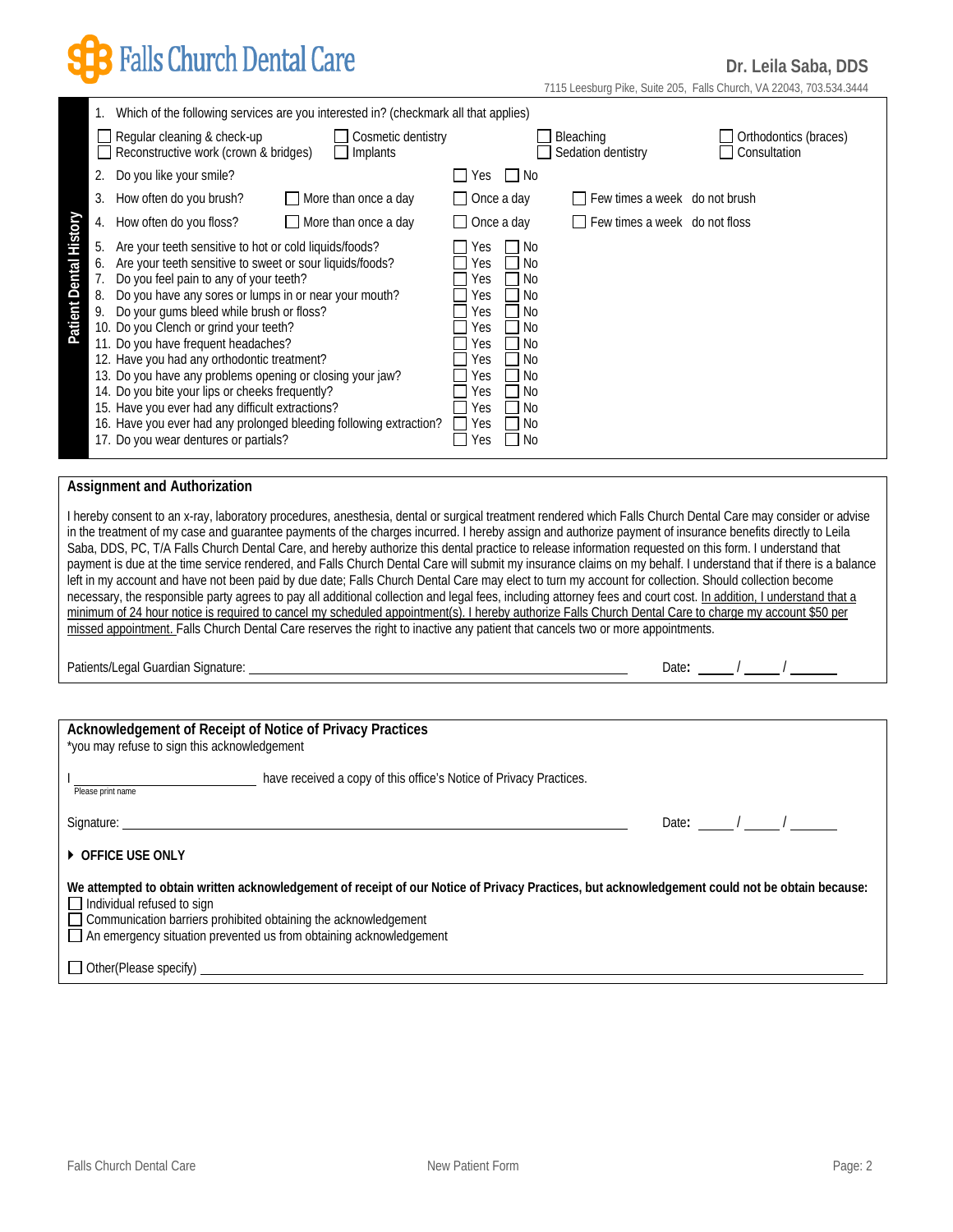# Falls Church Dental Care

**Dr. Leila Saba, DDS**

7115 Leesburg Pike, Suite 205, Falls Church, VA 22043, 703.534.3444

## Patient Dental History

1. Which of the following services are you interested in? (checkmark all that applies)
   - ☐ Regular cleaning & check-up
   - ☐ Reconstructive work (crown & bridges)
   - ☐ Cosmetic dentistry
   - ☐ Implants
   - ☐ Bleaching
   - ☐ Sedation dentistry
   - ☐ Orthodontics (braces)
   - ☐ Consultation
2. Do you like your smile? ☐ Yes ☐ No
3. How often do you brush? ☐ More than once a day ☐ Once a day ☐ Few times a week do not brush
4. How often do you floss? ☐ More than once a day ☐ Once a day ☐ Few times a week do not floss

| | | |
|---|---|---|
| 5. Are your teeth sensitive to hot or cold liquids/foods? | ☐ Yes | ☐ No |
| 6. Are your teeth sensitive to sweet or sour liquids/foods? | ☐ Yes | ☐ No |
| 7. Do you feel pain to any of your teeth? | ☐ Yes | ☐ No |
| 8. Do you have any sores or lumps in or near your mouth? | ☐ Yes | ☐ No |
| 9. Do your gums bleed while brush or floss? | ☐ Yes | ☐ No |
| 10. Do you Clench or grind your teeth? | ☐ Yes | ☐ No |
| 11. Do you have frequent headaches? | ☐ Yes | ☐ No |
| 12. Have you had any orthodontic treatment? | ☐ Yes | ☐ No |
| 13. Do you have any problems opening or closing your jaw? | ☐ Yes | ☐ No |
| 14. Do you bite your lips or cheeks frequently? | ☐ Yes | ☐ No |
| 15. Have you ever had any difficult extractions? | ☐ Yes | ☐ No |
| 16. Have you ever had any prolonged bleeding following extraction? | ☐ Yes | ☐ No |
| 17. Do you wear dentures or partials? | ☐ Yes | ☐ No |

## Assignment and Authorization

I hereby consent to an x-ray, laboratory procedures, anesthesia, dental or surgical treatment rendered which Falls Church Dental Care may consider or advise in the treatment of my case and guarantee payments of the charges incurred. I hereby assign and authorize payment of insurance benefits directly to Leila Saba, DDS, PC, T/A Falls Church Dental Care, and hereby authorize this dental practice to release information requested on this form. I understand that payment is due at the time service rendered, and Falls Church Dental Care will submit my insurance claims on my behalf. I understand that if there is a balance left in my account and have not been paid by due date; Falls Church Dental Care may elect to turn my account for collection. Should collection become necessary, the responsible party agrees to pay all additional collection and legal fees, including attorney fees and court cost. <u>In addition, I understand that a minimum of 24 hour notice is required to cancel my scheduled appointment(s). I hereby authorize Falls Church Dental Care to charge my account $50 per missed appointment.</u> Falls Church Dental Care reserves the right to inactive any patient that cancels two or more appointments.

Patients/Legal Guardian Signature: ______________________________ Date: ____ / ____ / ______

## Acknowledgement of Receipt of Notice of Privacy Practices

*you may refuse to sign this acknowledgement

I ______________________ have received a copy of this office's Notice of Privacy Practices.
Please print name

Signature: ______________________________ Date: ____ / ____ / ______

### OFFICE USE ONLY

**We attempted to obtain written acknowledgement of receipt of our Notice of Privacy Practices, but acknowledgement could not be obtain because:**

- ☐ Individual refused to sign
- ☐ Communication barriers prohibited obtaining the acknowledgement
- ☐ An emergency situation prevented us from obtaining acknowledgement
- ☐ Other(Please specify) ______________________________